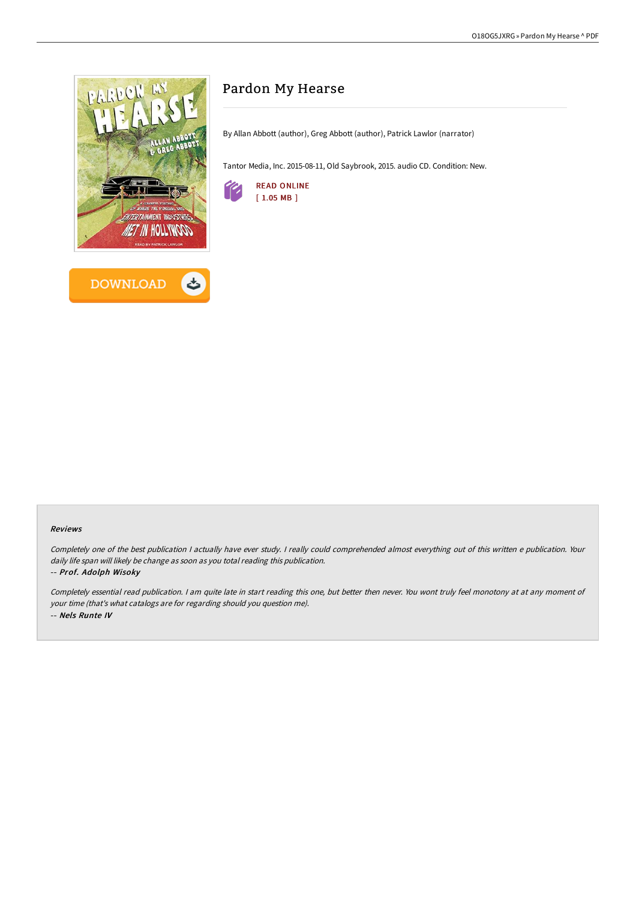# Pardon My Hearse

By Allan Abbott (author), Greg Abbott (author), Patrick Lawlor (narrator)

Tantor Media, Inc. 2015-08-11, Old Saybrook, 2015. audio CD. Condition: New.

READ ONLINE
[ 1.05 MB ]

DOWNLOAD

### Reviews

*Completely one of the best publication I actually have ever study. I really could comprehended almost everything out of this written e publication. Your daily life span will likely be change as soon as you total reading this publication.*

*-- **Prof. Adolph Wisoky***

*Completely essential read publication. I am quite late in start reading this one, but better then never. You wont truly feel monotony at at any moment of your time (that's what catalogs are for regarding should you question me).*

*-- **Nels Runte IV***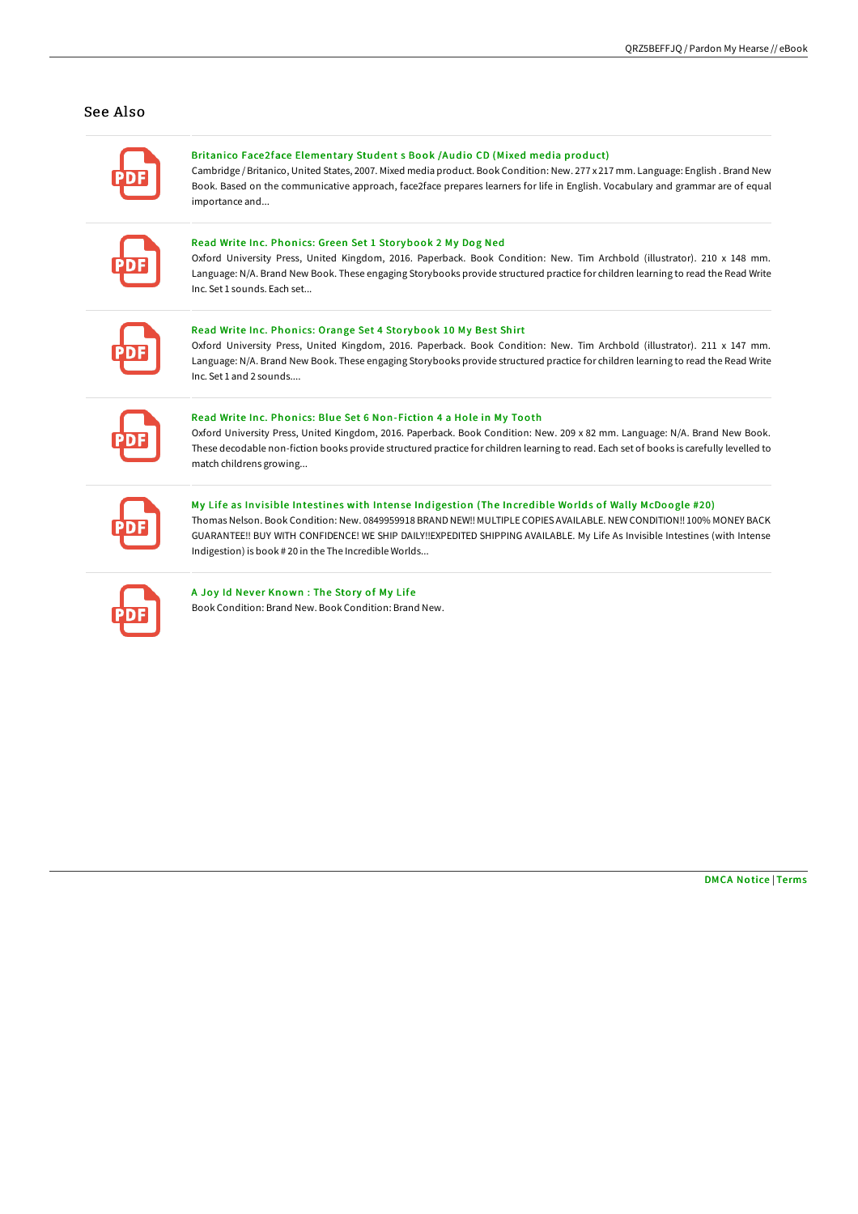## See Also

### Britanico Face2face Elementary Student s Book /Audio CD (Mixed media product)

Cambridge / Britanico, United States, 2007. Mixed media product. Book Condition: New. 277 x 217 mm. Language: English . Brand New Book. Based on the communicative approach, face2face prepares learners for life in English. Vocabulary and grammar are of equal importance and...

### Read Write Inc. Phonics: Green Set 1 Storybook 2 My Dog Ned

Oxford University Press, United Kingdom, 2016. Paperback. Book Condition: New. Tim Archbold (illustrator). 210 x 148 mm. Language: N/A. Brand New Book. These engaging Storybooks provide structured practice for children learning to read the Read Write Inc. Set 1 sounds. Each set...

### Read Write Inc. Phonics: Orange Set 4 Storybook 10 My Best Shirt

Oxford University Press, United Kingdom, 2016. Paperback. Book Condition: New. Tim Archbold (illustrator). 211 x 147 mm. Language: N/A. Brand New Book. These engaging Storybooks provide structured practice for children learning to read the Read Write Inc. Set 1 and 2 sounds....

### Read Write Inc. Phonics: Blue Set 6 Non-Fiction 4 a Hole in My Tooth

Oxford University Press, United Kingdom, 2016. Paperback. Book Condition: New. 209 x 82 mm. Language: N/A. Brand New Book. These decodable non-fiction books provide structured practice for children learning to read. Each set of books is carefully levelled to match childrens growing...

### My Life as Invisible Intestines with Intense Indigestion (The Incredible Worlds of Wally McDoogle #20)

Thomas Nelson. Book Condition: New. 0849959918 BRAND NEW!! MULTIPLE COPIES AVAILABLE. NEW CONDITION!! 100% MONEY BACK GUARANTEE!! BUY WITH CONFIDENCE! WE SHIP DAILY!!EXPEDITED SHIPPING AVAILABLE. My Life As Invisible Intestines (with Intense Indigestion) is book # 20 in the The Incredible Worlds...

### A Joy Id Never Known : The Story of My Life

Book Condition: Brand New. Book Condition: Brand New.

DMCA Notice | Terms